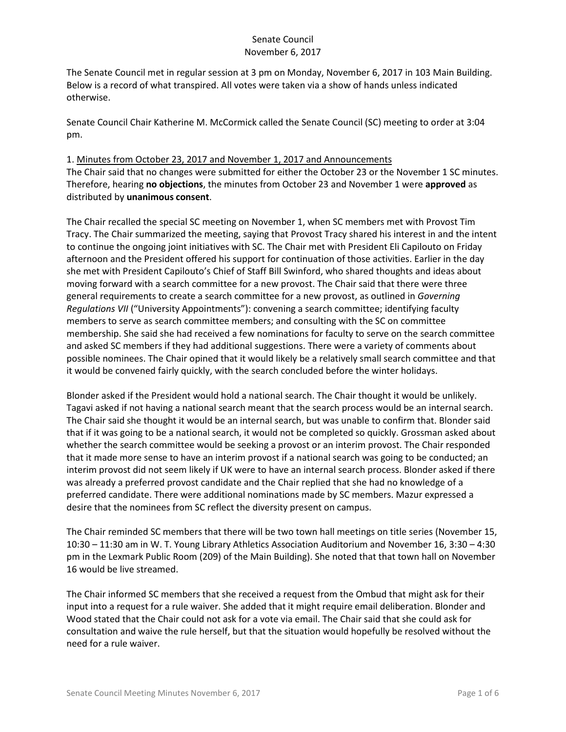Senate Council
November 6, 2017

The Senate Council met in regular session at 3 pm on Monday, November 6, 2017 in 103 Main Building. Below is a record of what transpired. All votes were taken via a show of hands unless indicated otherwise.

Senate Council Chair Katherine M. McCormick called the Senate Council (SC) meeting to order at 3:04 pm.

1. Minutes from October 23, 2017 and November 1, 2017 and Announcements

The Chair said that no changes were submitted for either the October 23 or the November 1 SC minutes. Therefore, hearing **no objections**, the minutes from October 23 and November 1 were **approved** as distributed by **unanimous consent**.

The Chair recalled the special SC meeting on November 1, when SC members met with Provost Tim Tracy. The Chair summarized the meeting, saying that Provost Tracy shared his interest in and the intent to continue the ongoing joint initiatives with SC. The Chair met with President Eli Capilouto on Friday afternoon and the President offered his support for continuation of those activities. Earlier in the day she met with President Capilouto's Chief of Staff Bill Swinford, who shared thoughts and ideas about moving forward with a search committee for a new provost. The Chair said that there were three general requirements to create a search committee for a new provost, as outlined in *Governing Regulations VII* ("University Appointments"): convening a search committee; identifying faculty members to serve as search committee members; and consulting with the SC on committee membership. She said she had received a few nominations for faculty to serve on the search committee and asked SC members if they had additional suggestions. There were a variety of comments about possible nominees. The Chair opined that it would likely be a relatively small search committee and that it would be convened fairly quickly, with the search concluded before the winter holidays.

Blonder asked if the President would hold a national search. The Chair thought it would be unlikely. Tagavi asked if not having a national search meant that the search process would be an internal search. The Chair said she thought it would be an internal search, but was unable to confirm that. Blonder said that if it was going to be a national search, it would not be completed so quickly. Grossman asked about whether the search committee would be seeking a provost or an interim provost. The Chair responded that it made more sense to have an interim provost if a national search was going to be conducted; an interim provost did not seem likely if UK were to have an internal search process. Blonder asked if there was already a preferred provost candidate and the Chair replied that she had no knowledge of a preferred candidate. There were additional nominations made by SC members. Mazur expressed a desire that the nominees from SC reflect the diversity present on campus.

The Chair reminded SC members that there will be two town hall meetings on title series (November 15, 10:30 – 11:30 am in W. T. Young Library Athletics Association Auditorium and November 16, 3:30 – 4:30 pm in the Lexmark Public Room (209) of the Main Building). She noted that that town hall on November 16 would be live streamed.

The Chair informed SC members that she received a request from the Ombud that might ask for their input into a request for a rule waiver. She added that it might require email deliberation. Blonder and Wood stated that the Chair could not ask for a vote via email. The Chair said that she could ask for consultation and waive the rule herself, but that the situation would hopefully be resolved without the need for a rule waiver.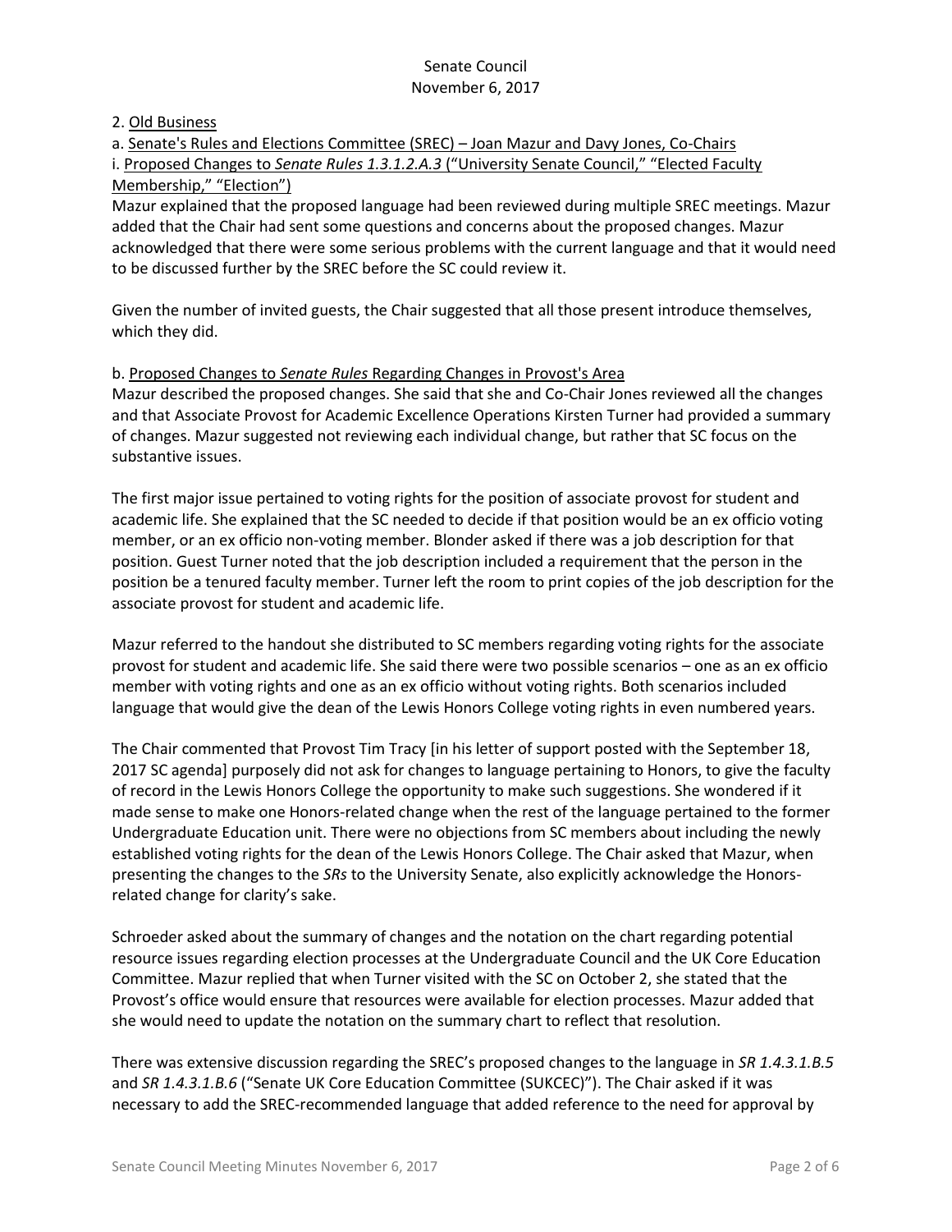2. Old Business

a. Senate's Rules and Elections Committee (SREC) – Joan Mazur and Davy Jones, Co-Chairs

i. Proposed Changes to *Senate Rules 1.3.1.2.A.3* ("University Senate Council," "Elected Faculty Membership," "Election")

Mazur explained that the proposed language had been reviewed during multiple SREC meetings. Mazur added that the Chair had sent some questions and concerns about the proposed changes. Mazur acknowledged that there were some serious problems with the current language and that it would need to be discussed further by the SREC before the SC could review it.

Given the number of invited guests, the Chair suggested that all those present introduce themselves, which they did.

b. Proposed Changes to *Senate Rules* Regarding Changes in Provost's Area

Mazur described the proposed changes. She said that she and Co-Chair Jones reviewed all the changes and that Associate Provost for Academic Excellence Operations Kirsten Turner had provided a summary of changes. Mazur suggested not reviewing each individual change, but rather that SC focus on the substantive issues.

The first major issue pertained to voting rights for the position of associate provost for student and academic life. She explained that the SC needed to decide if that position would be an ex officio voting member, or an ex officio non-voting member. Blonder asked if there was a job description for that position. Guest Turner noted that the job description included a requirement that the person in the position be a tenured faculty member. Turner left the room to print copies of the job description for the associate provost for student and academic life.

Mazur referred to the handout she distributed to SC members regarding voting rights for the associate provost for student and academic life. She said there were two possible scenarios – one as an ex officio member with voting rights and one as an ex officio without voting rights. Both scenarios included language that would give the dean of the Lewis Honors College voting rights in even numbered years.

The Chair commented that Provost Tim Tracy [in his letter of support posted with the September 18, 2017 SC agenda] purposely did not ask for changes to language pertaining to Honors, to give the faculty of record in the Lewis Honors College the opportunity to make such suggestions. She wondered if it made sense to make one Honors-related change when the rest of the language pertained to the former Undergraduate Education unit. There were no objections from SC members about including the newly established voting rights for the dean of the Lewis Honors College. The Chair asked that Mazur, when presenting the changes to the *SRs* to the University Senate, also explicitly acknowledge the Honors-related change for clarity's sake.

Schroeder asked about the summary of changes and the notation on the chart regarding potential resource issues regarding election processes at the Undergraduate Council and the UK Core Education Committee. Mazur replied that when Turner visited with the SC on October 2, she stated that the Provost's office would ensure that resources were available for election processes. Mazur added that she would need to update the notation on the summary chart to reflect that resolution.

There was extensive discussion regarding the SREC's proposed changes to the language in *SR 1.4.3.1.B.5* and *SR 1.4.3.1.B.6* ("Senate UK Core Education Committee (SUKCEC)"). The Chair asked if it was necessary to add the SREC-recommended language that added reference to the need for approval by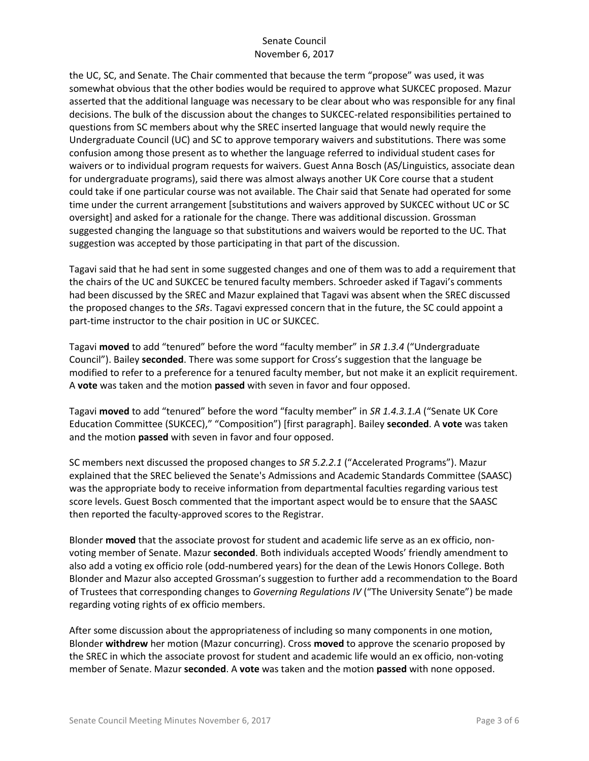the UC, SC, and Senate. The Chair commented that because the term "propose" was used, it was somewhat obvious that the other bodies would be required to approve what SUKCEC proposed. Mazur asserted that the additional language was necessary to be clear about who was responsible for any final decisions. The bulk of the discussion about the changes to SUKCEC-related responsibilities pertained to questions from SC members about why the SREC inserted language that would newly require the Undergraduate Council (UC) and SC to approve temporary waivers and substitutions. There was some confusion among those present as to whether the language referred to individual student cases for waivers or to individual program requests for waivers. Guest Anna Bosch (AS/Linguistics, associate dean for undergraduate programs), said there was almost always another UK Core course that a student could take if one particular course was not available. The Chair said that Senate had operated for some time under the current arrangement [substitutions and waivers approved by SUKCEC without UC or SC oversight] and asked for a rationale for the change. There was additional discussion. Grossman suggested changing the language so that substitutions and waivers would be reported to the UC. That suggestion was accepted by those participating in that part of the discussion.

Tagavi said that he had sent in some suggested changes and one of them was to add a requirement that the chairs of the UC and SUKCEC be tenured faculty members. Schroeder asked if Tagavi's comments had been discussed by the SREC and Mazur explained that Tagavi was absent when the SREC discussed the proposed changes to the *SRs*. Tagavi expressed concern that in the future, the SC could appoint a part-time instructor to the chair position in UC or SUKCEC.

Tagavi **moved** to add "tenured" before the word "faculty member" in *SR 1.3.4* ("Undergraduate Council"). Bailey **seconded**. There was some support for Cross's suggestion that the language be modified to refer to a preference for a tenured faculty member, but not make it an explicit requirement. A **vote** was taken and the motion **passed** with seven in favor and four opposed.

Tagavi **moved** to add "tenured" before the word "faculty member" in *SR 1.4.3.1.A* ("Senate UK Core Education Committee (SUKCEC)," "Composition") [first paragraph]. Bailey **seconded**. A **vote** was taken and the motion **passed** with seven in favor and four opposed.

SC members next discussed the proposed changes to *SR 5.2.2.1* ("Accelerated Programs"). Mazur explained that the SREC believed the Senate's Admissions and Academic Standards Committee (SAASC) was the appropriate body to receive information from departmental faculties regarding various test score levels. Guest Bosch commented that the important aspect would be to ensure that the SAASC then reported the faculty-approved scores to the Registrar.

Blonder **moved** that the associate provost for student and academic life serve as an ex officio, non-voting member of Senate. Mazur **seconded**. Both individuals accepted Woods' friendly amendment to also add a voting ex officio role (odd-numbered years) for the dean of the Lewis Honors College. Both Blonder and Mazur also accepted Grossman's suggestion to further add a recommendation to the Board of Trustees that corresponding changes to *Governing Regulations IV* ("The University Senate") be made regarding voting rights of ex officio members.

After some discussion about the appropriateness of including so many components in one motion, Blonder **withdrew** her motion (Mazur concurring). Cross **moved** to approve the scenario proposed by the SREC in which the associate provost for student and academic life would an ex officio, non-voting member of Senate. Mazur **seconded**. A **vote** was taken and the motion **passed** with none opposed.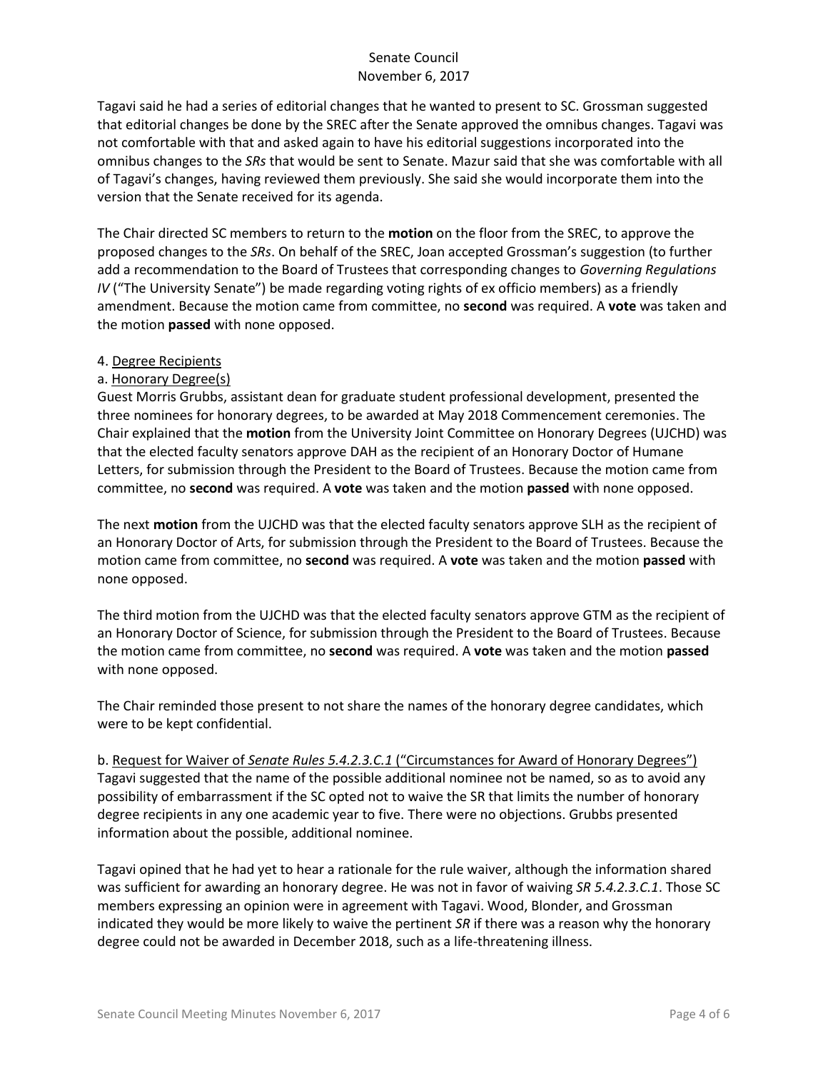Tagavi said he had a series of editorial changes that he wanted to present to SC. Grossman suggested that editorial changes be done by the SREC after the Senate approved the omnibus changes. Tagavi was not comfortable with that and asked again to have his editorial suggestions incorporated into the omnibus changes to the *SRs* that would be sent to Senate. Mazur said that she was comfortable with all of Tagavi's changes, having reviewed them previously. She said she would incorporate them into the version that the Senate received for its agenda.

The Chair directed SC members to return to the **motion** on the floor from the SREC, to approve the proposed changes to the *SRs*. On behalf of the SREC, Joan accepted Grossman's suggestion (to further add a recommendation to the Board of Trustees that corresponding changes to *Governing Regulations IV* ("The University Senate") be made regarding voting rights of ex officio members) as a friendly amendment. Because the motion came from committee, no **second** was required. A **vote** was taken and the motion **passed** with none opposed.

4. Degree Recipients

a. Honorary Degree(s)

Guest Morris Grubbs, assistant dean for graduate student professional development, presented the three nominees for honorary degrees, to be awarded at May 2018 Commencement ceremonies. The Chair explained that the **motion** from the University Joint Committee on Honorary Degrees (UJCHD) was that the elected faculty senators approve DAH as the recipient of an Honorary Doctor of Humane Letters, for submission through the President to the Board of Trustees. Because the motion came from committee, no **second** was required. A **vote** was taken and the motion **passed** with none opposed.

The next **motion** from the UJCHD was that the elected faculty senators approve SLH as the recipient of an Honorary Doctor of Arts, for submission through the President to the Board of Trustees. Because the motion came from committee, no **second** was required. A **vote** was taken and the motion **passed** with none opposed.

The third motion from the UJCHD was that the elected faculty senators approve GTM as the recipient of an Honorary Doctor of Science, for submission through the President to the Board of Trustees. Because the motion came from committee, no **second** was required. A **vote** was taken and the motion **passed** with none opposed.

The Chair reminded those present to not share the names of the honorary degree candidates, which were to be kept confidential.

b. Request for Waiver of *Senate Rules 5.4.2.3.C.1* ("Circumstances for Award of Honorary Degrees")

Tagavi suggested that the name of the possible additional nominee not be named, so as to avoid any possibility of embarrassment if the SC opted not to waive the SR that limits the number of honorary degree recipients in any one academic year to five. There were no objections. Grubbs presented information about the possible, additional nominee.

Tagavi opined that he had yet to hear a rationale for the rule waiver, although the information shared was sufficient for awarding an honorary degree. He was not in favor of waiving *SR 5.4.2.3.C.1*. Those SC members expressing an opinion were in agreement with Tagavi. Wood, Blonder, and Grossman indicated they would be more likely to waive the pertinent *SR* if there was a reason why the honorary degree could not be awarded in December 2018, such as a life-threatening illness.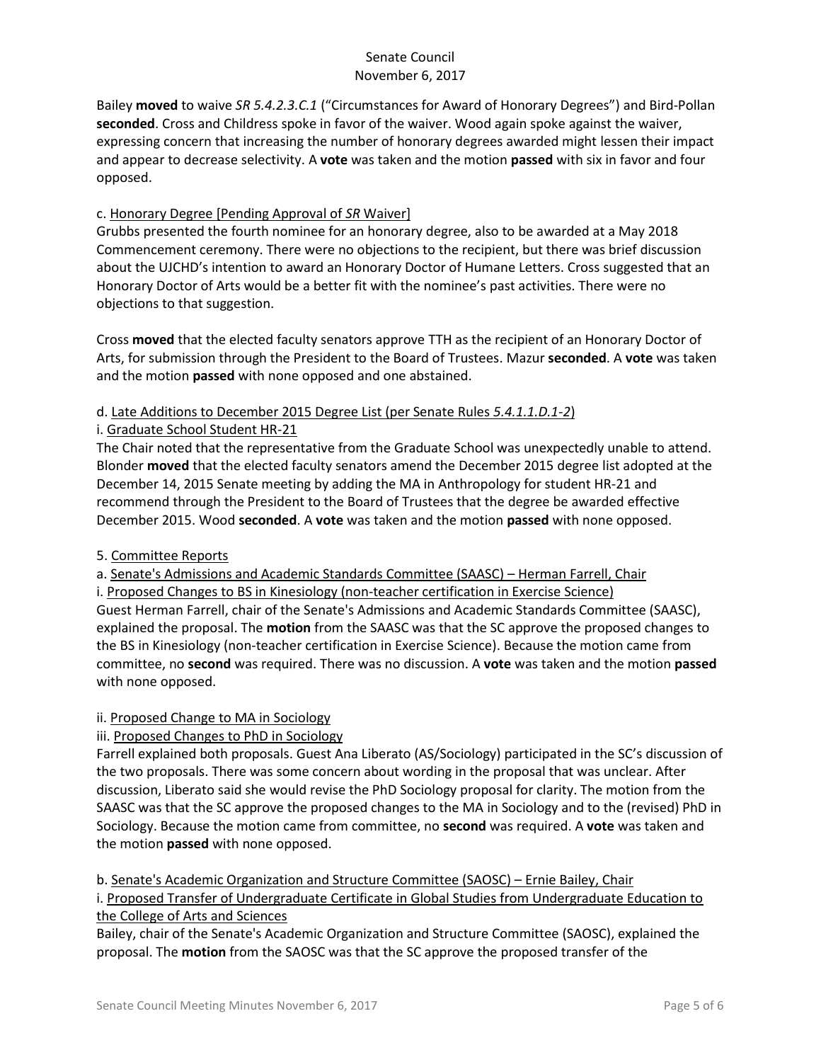Bailey **moved** to waive *SR 5.4.2.3.C.1* ("Circumstances for Award of Honorary Degrees") and Bird-Pollan **seconded**. Cross and Childress spoke in favor of the waiver. Wood again spoke against the waiver, expressing concern that increasing the number of honorary degrees awarded might lessen their impact and appear to decrease selectivity. A **vote** was taken and the motion **passed** with six in favor and four opposed.

c. Honorary Degree [Pending Approval of *SR* Waiver]

Grubbs presented the fourth nominee for an honorary degree, also to be awarded at a May 2018 Commencement ceremony. There were no objections to the recipient, but there was brief discussion about the UJCHD's intention to award an Honorary Doctor of Humane Letters. Cross suggested that an Honorary Doctor of Arts would be a better fit with the nominee's past activities. There were no objections to that suggestion.

Cross **moved** that the elected faculty senators approve TTH as the recipient of an Honorary Doctor of Arts, for submission through the President to the Board of Trustees. Mazur **seconded**. A **vote** was taken and the motion **passed** with none opposed and one abstained.

d. Late Additions to December 2015 Degree List (per Senate Rules *5.4.1.1.D.1-2*)

i. Graduate School Student HR-21

The Chair noted that the representative from the Graduate School was unexpectedly unable to attend. Blonder **moved** that the elected faculty senators amend the December 2015 degree list adopted at the December 14, 2015 Senate meeting by adding the MA in Anthropology for student HR-21 and recommend through the President to the Board of Trustees that the degree be awarded effective December 2015. Wood **seconded**. A **vote** was taken and the motion **passed** with none opposed.

5. Committee Reports

a. Senate's Admissions and Academic Standards Committee (SAASC) – Herman Farrell, Chair

i. Proposed Changes to BS in Kinesiology (non-teacher certification in Exercise Science)

Guest Herman Farrell, chair of the Senate's Admissions and Academic Standards Committee (SAASC), explained the proposal. The **motion** from the SAASC was that the SC approve the proposed changes to the BS in Kinesiology (non-teacher certification in Exercise Science). Because the motion came from committee, no **second** was required. There was no discussion. A **vote** was taken and the motion **passed** with none opposed.

ii. Proposed Change to MA in Sociology

iii. Proposed Changes to PhD in Sociology

Farrell explained both proposals. Guest Ana Liberato (AS/Sociology) participated in the SC's discussion of the two proposals. There was some concern about wording in the proposal that was unclear. After discussion, Liberato said she would revise the PhD Sociology proposal for clarity. The motion from the SAASC was that the SC approve the proposed changes to the MA in Sociology and to the (revised) PhD in Sociology. Because the motion came from committee, no **second** was required. A **vote** was taken and the motion **passed** with none opposed.

b. Senate's Academic Organization and Structure Committee (SAOSC) – Ernie Bailey, Chair

i. Proposed Transfer of Undergraduate Certificate in Global Studies from Undergraduate Education to the College of Arts and Sciences

Bailey, chair of the Senate's Academic Organization and Structure Committee (SAOSC), explained the proposal. The **motion** from the SAOSC was that the SC approve the proposed transfer of the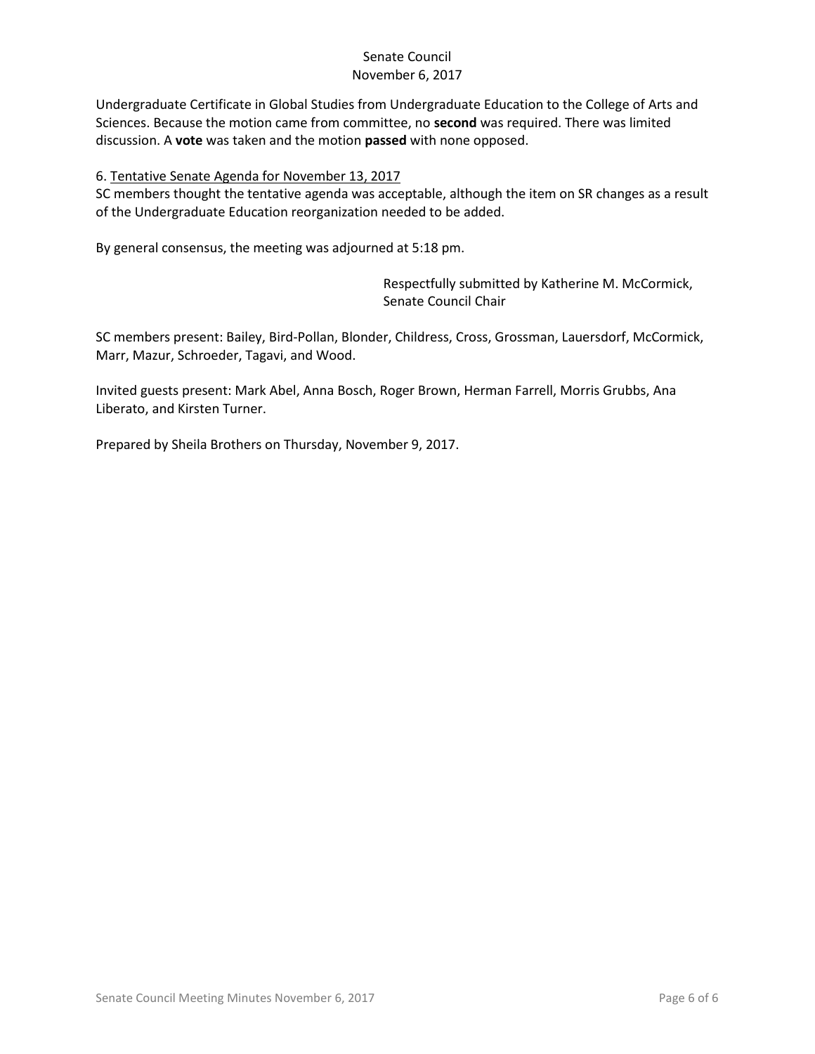Undergraduate Certificate in Global Studies from Undergraduate Education to the College of Arts and Sciences. Because the motion came from committee, no **second** was required. There was limited discussion. A **vote** was taken and the motion **passed** with none opposed.

6. <u>Tentative Senate Agenda for November 13, 2017</u>
SC members thought the tentative agenda was acceptable, although the item on SR changes as a result of the Undergraduate Education reorganization needed to be added.

By general consensus, the meeting was adjourned at 5:18 pm.

Respectfully submitted by Katherine M. McCormick,
Senate Council Chair

SC members present: Bailey, Bird-Pollan, Blonder, Childress, Cross, Grossman, Lauersdorf, McCormick, Marr, Mazur, Schroeder, Tagavi, and Wood.

Invited guests present: Mark Abel, Anna Bosch, Roger Brown, Herman Farrell, Morris Grubbs, Ana Liberato, and Kirsten Turner.

Prepared by Sheila Brothers on Thursday, November 9, 2017.